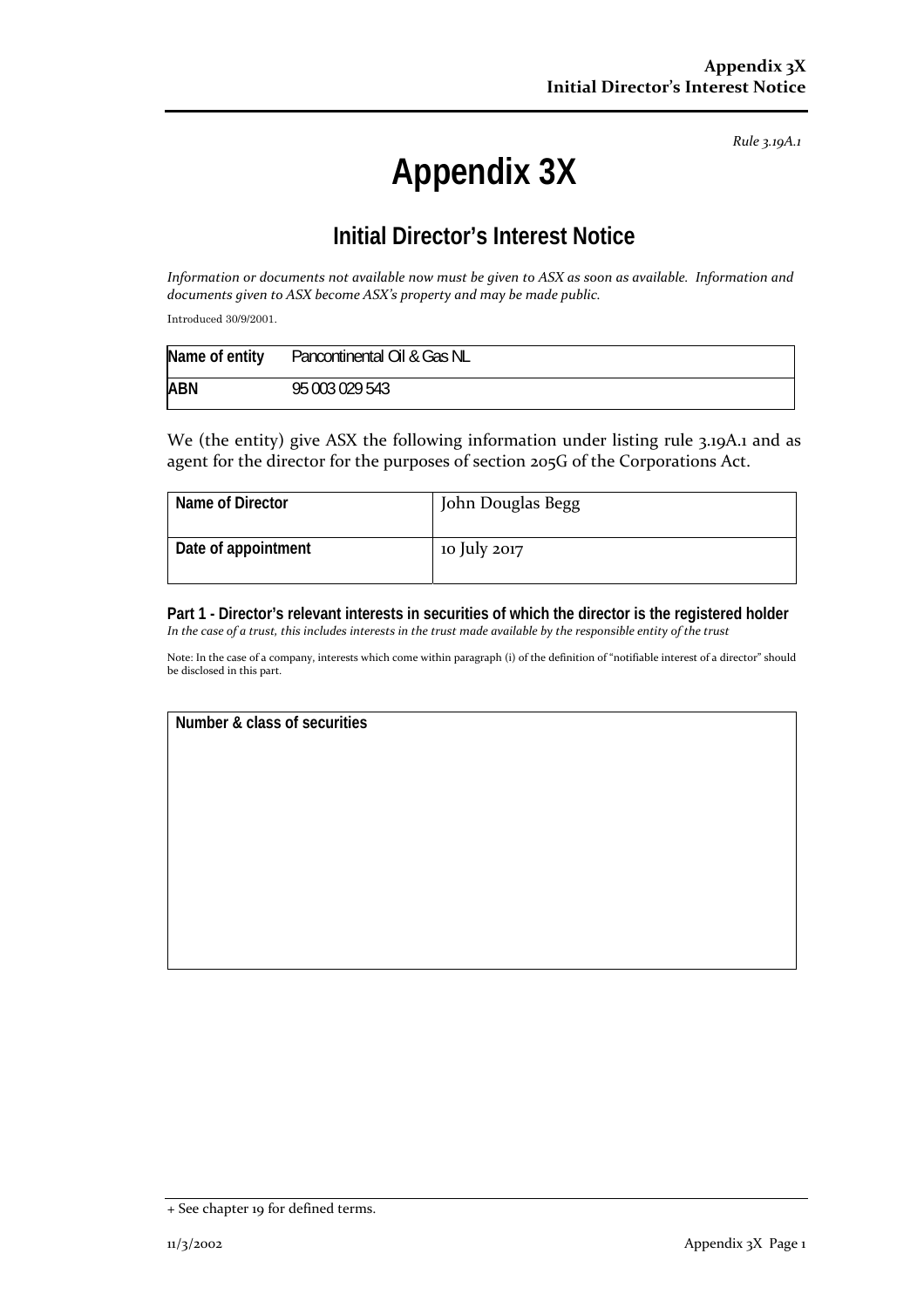*Rule 3.19A.1*

# Appendix 3X

## Initial Director's Interest Notice

*Information or documents not available now must be given to ASX as soon as available. Information and documents given to ASX become ASX's property and may be made public.*

Introduced 30/9/2001.

| Name of entity | Pancontinental Oil & Gas NL |
|---|---|
| ABN | 95 003 029 543 |

We (the entity) give ASX the following information under listing rule 3.19A.1 and as agent for the director for the purposes of section 205G of the Corporations Act.

| Name of Director | John Douglas Begg |
|---|---|
| Date of appointment | 10 July 2017 |

**Part 1 - Director's relevant interests in securities of which the director is the registered holder**
*In the case of a trust, this includes interests in the trust made available by the responsible entity of the trust*

Note: In the case of a company, interests which come within paragraph (i) of the definition of "notifiable interest of a director" should be disclosed in this part.

| Number & class of securities |
|---|
| |

+ See chapter 19 for defined terms.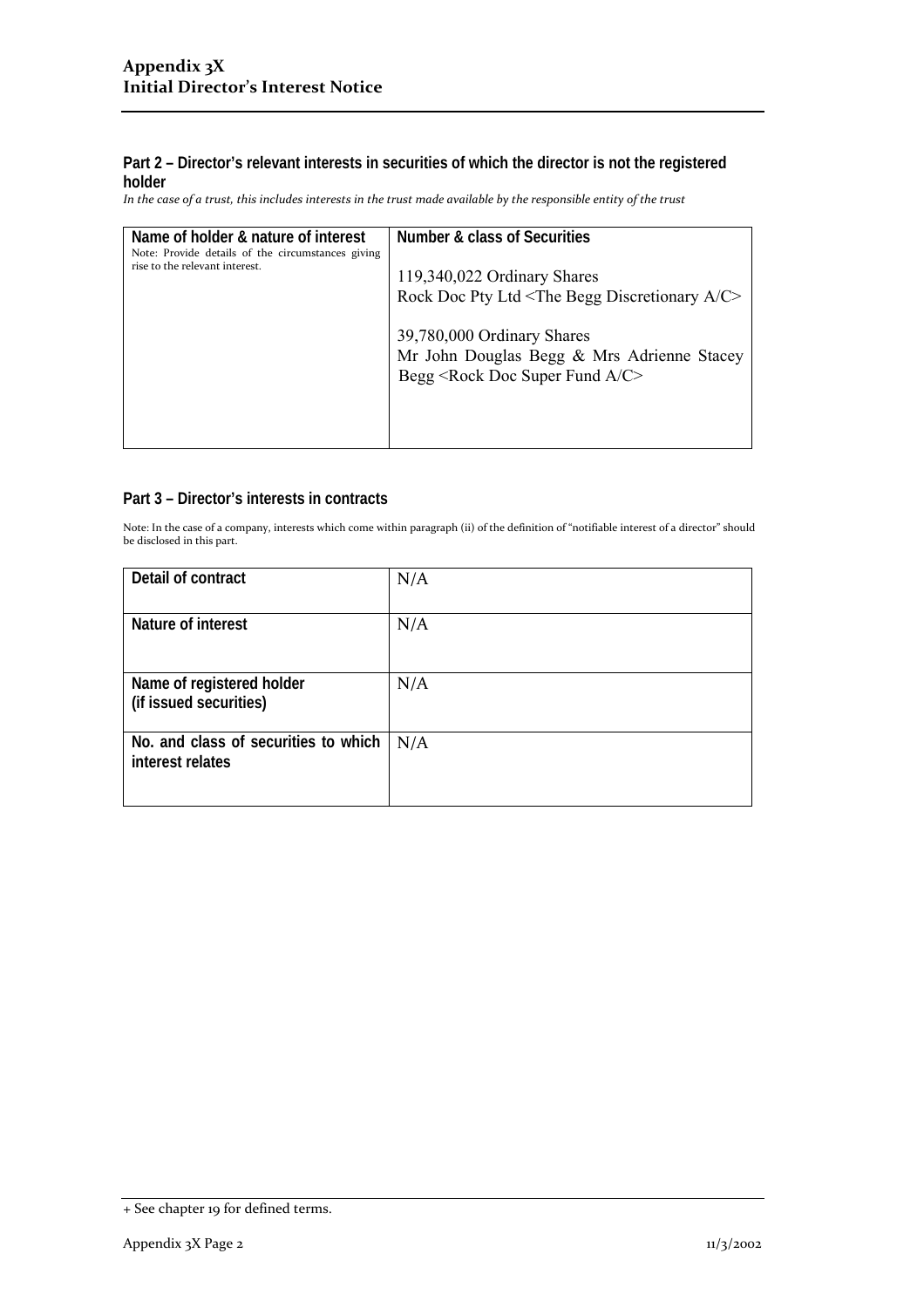# Appendix 3X
# Initial Director's Interest Notice

## Part 2 – Director's relevant interests in securities of which the director is not the registered holder

*In the case of a trust, this includes interests in the trust made available by the responsible entity of the trust*

| Name of holder & nature of interest<br>Note: Provide details of the circumstances giving rise to the relevant interest. | Number & class of Securities |
|---|---|
| | 119,340,022 Ordinary Shares<br>Rock Doc Pty Ltd <The Begg Discretionary A/C><br><br>39,780,000 Ordinary Shares<br>Mr John Douglas Begg & Mrs Adrienne Stacey Begg <Rock Doc Super Fund A/C> |

## Part 3 – Director's interests in contracts

Note: In the case of a company, interests which come within paragraph (ii) of the definition of "notifiable interest of a director" should be disclosed in this part.

| | |
|---|---|
| Detail of contract | N/A |
| Nature of interest | N/A |
| Name of registered holder (if issued securities) | N/A |
| No. and class of securities to which interest relates | N/A |

+ See chapter 19 for defined terms.